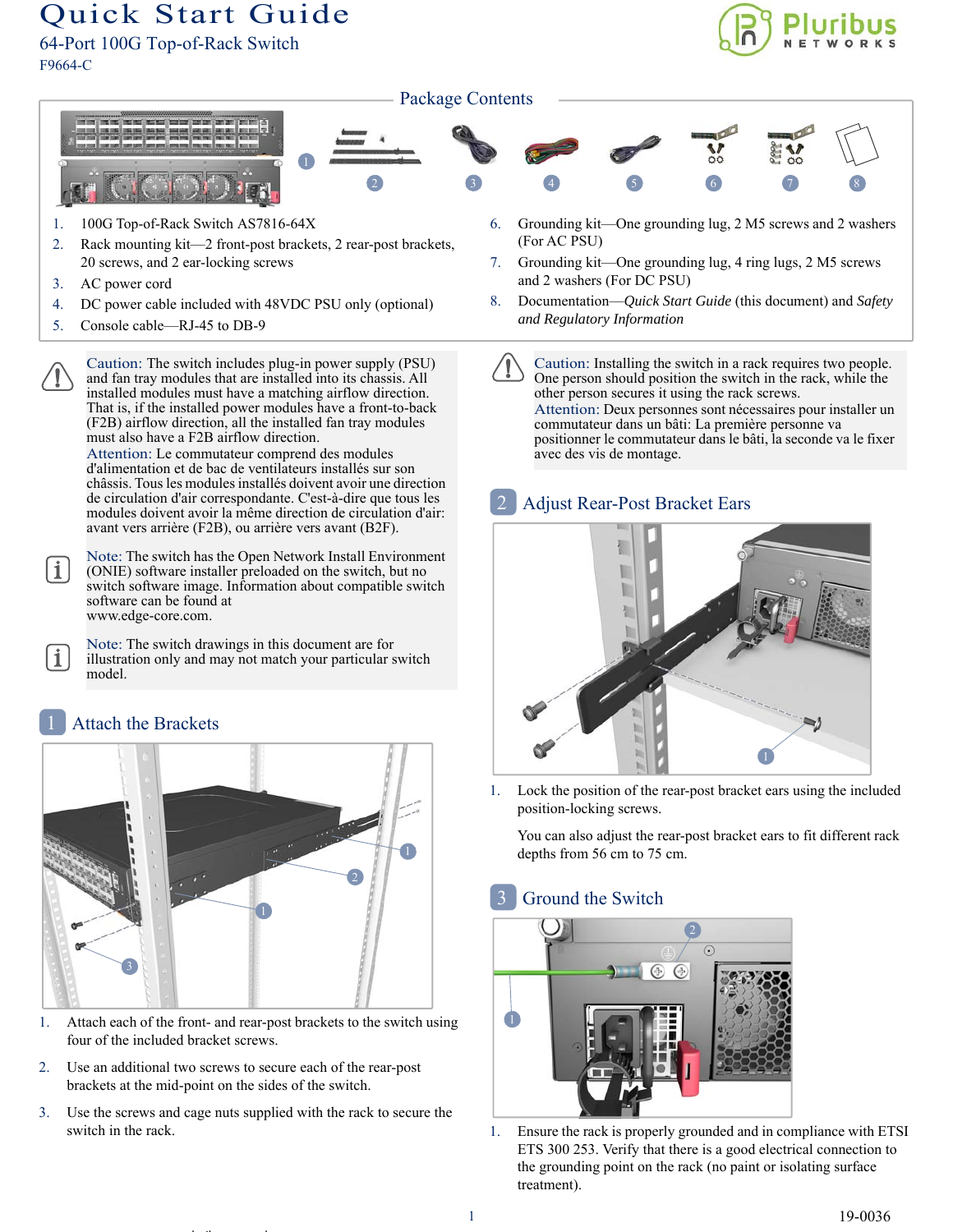# Quick Start Guide

## 64-Port 100G Top-of-Rack Switch

F9664-C

## Package Contents

1. 100G Top-of-Rack Switch AS7816-64X
2. Rack mounting kit—2 front-post brackets, 2 rear-post brackets, 20 screws, and 2 ear-locking screws
3. AC power cord
4. DC power cable included with 48VDC PSU only (optional)
5. Console cable—RJ-45 to DB-9
6. Grounding kit—One grounding lug, 2 M5 screws and 2 washers (For AC PSU)
7. Grounding kit—One grounding lug, 4 ring lugs, 2 M5 screws and 2 washers (For DC PSU)
8. Documentation—*Quick Start Guide* (this document) and *Safety and Regulatory Information*

Caution: The switch includes plug-in power supply (PSU) and fan tray modules that are installed into its chassis. All installed modules must have a matching airflow direction. That is, if the installed power modules have a front-to-back (F2B) airflow direction, all the installed fan tray modules must also have a F2B airflow direction.

Attention: Le commutateur comprend des modules d'alimentation et de bac de ventilateurs installés sur son châssis. Tous les modules installés doivent avoir une direction de circulation d'air correspondante. C'est-à-dire que tous les modules doivent avoir la même direction de circulation d'air: avant vers arrière (F2B), ou arrière vers avant (B2F).

Note: The switch has the Open Network Install Environment (ONIE) software installer preloaded on the switch, but no switch software image. Information about compatible switch software can be found at www.edge-core.com.

Note: The switch drawings in this document are for illustration only and may not match your particular switch model.

## 1 Attach the Brackets

1. Attach each of the front- and rear-post brackets to the switch using four of the included bracket screws.
2. Use an additional two screws to secure each of the rear-post brackets at the mid-point on the sides of the switch.
3. Use the screws and cage nuts supplied with the rack to secure the switch in the rack.

Caution: Installing the switch in a rack requires two people. One person should position the switch in the rack, while the other person secures it using the rack screws.

Attention: Deux personnes sont nécessaires pour installer un commutateur dans un bâti: La première personne va positionner le commutateur dans le bâti, la seconde va le fixer avec des vis de montage.

## 2 Adjust Rear-Post Bracket Ears

1. Lock the position of the rear-post bracket ears using the included position-locking screws.

   You can also adjust the rear-post bracket ears to fit different rack depths from 56 cm to 75 cm.

## 3 Ground the Switch

1. Ensure the rack is properly grounded and in compliance with ETSI ETS 300 253. Verify that there is a good electrical connection to the grounding point on the rack (no paint or isolating surface treatment).

19-0036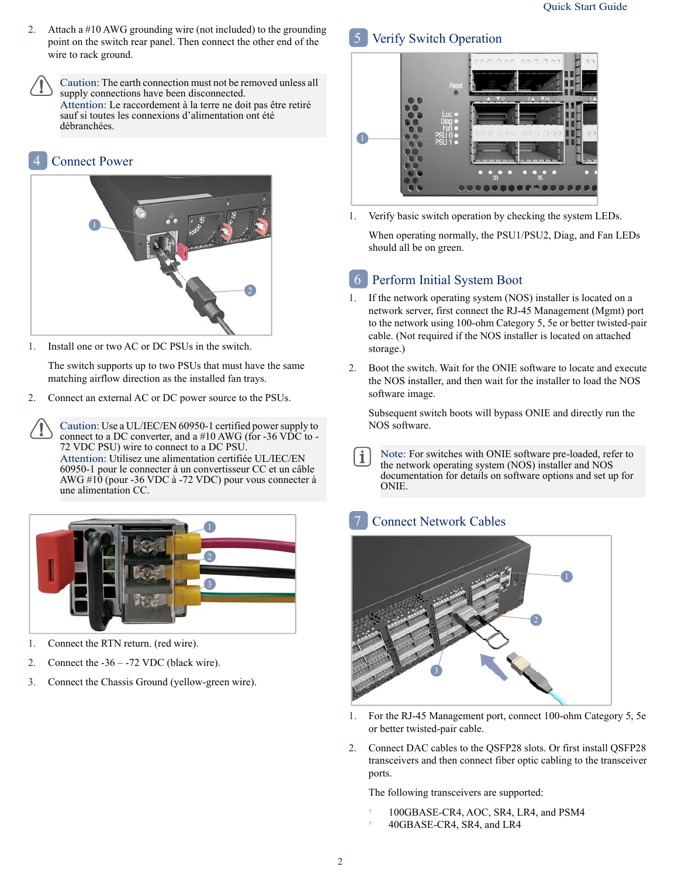2. Attach a #10 AWG grounding wire (not included) to the grounding point on the switch rear panel. Then connect the other end of the wire to rack ground.

> Caution: The earth connection must not be removed unless all supply connections have been disconnected.
> Attention: Le raccordement à la terre ne doit pas être retiré sauf si toutes les connexions d'alimentation ont été débranchées.

## 4 Connect Power

1. Install one or two AC or DC PSUs in the switch.

   The switch supports up to two PSUs that must have the same matching airflow direction as the installed fan trays.

2. Connect an external AC or DC power source to the PSUs.

> Caution: Use a UL/IEC/EN 60950-1 certified power supply to connect to a DC converter, and a #10 AWG (for -36 VDC to -72 VDC PSU) wire to connect to a DC PSU.
> Attention: Utilisez une alimentation certifiée UL/IEC/EN 60950-1 pour le connecter à un convertisseur CC et un câble AWG #10 (pour -36 VDC à -72 VDC) pour vous connecter à une alimentation CC.

1. Connect the RTN return. (red wire).
2. Connect the -36 – -72 VDC (black wire).
3. Connect the Chassis Ground (yellow-green wire).

## 5 Verify Switch Operation

1. Verify basic switch operation by checking the system LEDs.

   When operating normally, the PSU1/PSU2, Diag, and Fan LEDs should all be on green.

## 6 Perform Initial System Boot

1. If the network operating system (NOS) installer is located on a network server, first connect the RJ-45 Management (Mgmt) port to the network using 100-ohm Category 5, 5e or better twisted-pair cable. (Not required if the NOS installer is located on attached storage.)

2. Boot the switch. Wait for the ONIE software to locate and execute the NOS installer, and then wait for the installer to load the NOS software image.

   Subsequent switch boots will bypass ONIE and directly run the NOS software.

> Note: For switches with ONIE software pre-loaded, refer to the network operating system (NOS) installer and NOS documentation for details on software options and set up for ONIE.

## 7 Connect Network Cables

1. For the RJ-45 Management port, connect 100-ohm Category 5, 5e or better twisted-pair cable.

2. Connect DAC cables to the QSFP28 slots. Or first install QSFP28 transceivers and then connect fiber optic cabling to the transceiver ports.

   The following transceivers are supported:

   - 100GBASE-CR4, AOC, SR4, LR4, and PSM4
   - 40GBASE-CR4, SR4, and LR4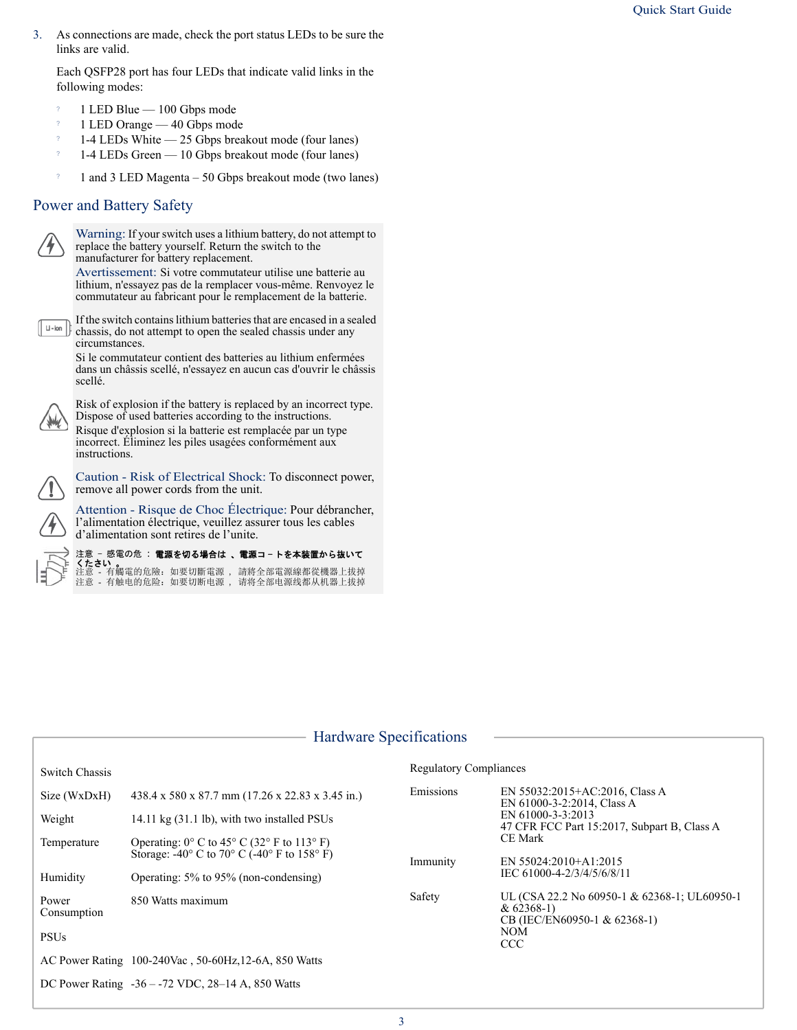3. As connections are made, check the port status LEDs to be sure the links are valid.

   Each QSFP28 port has four LEDs that indicate valid links in the following modes:

   - 1 LED Blue — 100 Gbps mode
   - 1 LED Orange — 40 Gbps mode
   - 1-4 LEDs White — 25 Gbps breakout mode (four lanes)
   - 1-4 LEDs Green — 10 Gbps breakout mode (four lanes)
   - 1 and 3 LED Magenta – 50 Gbps breakout mode (two lanes)

## Power and Battery Safety

Warning: If your switch uses a lithium battery, do not attempt to replace the battery yourself. Return the switch to the manufacturer for battery replacement.
Avertissement: Si votre commutateur utilise une batterie au lithium, n'essayez pas de la remplacer vous-même. Renvoyez le commutateur au fabricant pour le remplacement de la batterie.

If the switch contains lithium batteries that are encased in a sealed chassis, do not attempt to open the sealed chassis under any circumstances.
Si le commutateur contient des batteries au lithium enfermées dans un châssis scellé, n'essayez en aucun cas d'ouvrir le châssis scellé.

Risk of explosion if the battery is replaced by an incorrect type. Dispose of used batteries according to the instructions.
Risque d'explosion si la batterie est remplacée par un type incorrect. Éliminez les piles usagées conformément aux instructions.

Caution - Risk of Electrical Shock: To disconnect power, remove all power cords from the unit.

Attention - Risque de Choc Électrique: Pour débrancher, l’alimentation électrique, veuillez assurer tous les cables d’alimentation sont retires de l’unite.

注意 - 感電の危 ： 電源を切る場合は 、電源コ－トを本装置から抜いてください 。
注意 - 有觸電的危險：如要切斷電源， 請將全部電源線都從機器上拔掉
注意 - 有触电的危险：如要切断电源， 请将全部电源线都从机器上拔掉

## Hardware Specifications

**Switch Chassis**

| | |
|---|---|
| Size (WxDxH) | 438.4 x 580 x 87.7 mm (17.26 x 22.83 x 3.45 in.) |
| Weight | 14.11 kg (31.1 lb), with two installed PSUs |
| Temperature | Operating: 0° C to 45° C (32° F to 113° F)<br>Storage: -40° C to 70° C (-40° F to 158° F) |
| Humidity | Operating: 5% to 95% (non-condensing) |
| Power Consumption | 850 Watts maximum |

**PSUs**

| | |
|---|---|
| AC Power Rating | 100-240Vac , 50-60Hz,12-6A, 850 Watts |
| DC Power Rating | -36 – -72 VDC, 28–14 A, 850 Watts |

**Regulatory Compliances**

| | |
|---|---|
| Emissions | EN 55032:2015+AC:2016, Class A<br>EN 61000-3-2:2014, Class A<br>EN 61000-3-3:2013<br>47 CFR FCC Part 15:2017, Subpart B, Class A<br>CE Mark |
| Immunity | EN 55024:2010+A1:2015<br>IEC 61000-4-2/3/4/5/6/8/11 |
| Safety | UL (CSA 22.2 No 60950-1 & 62368-1; UL60950-1 & 62368-1)<br>CB (IEC/EN60950-1 & 62368-1)<br>NOM<br>CCC |